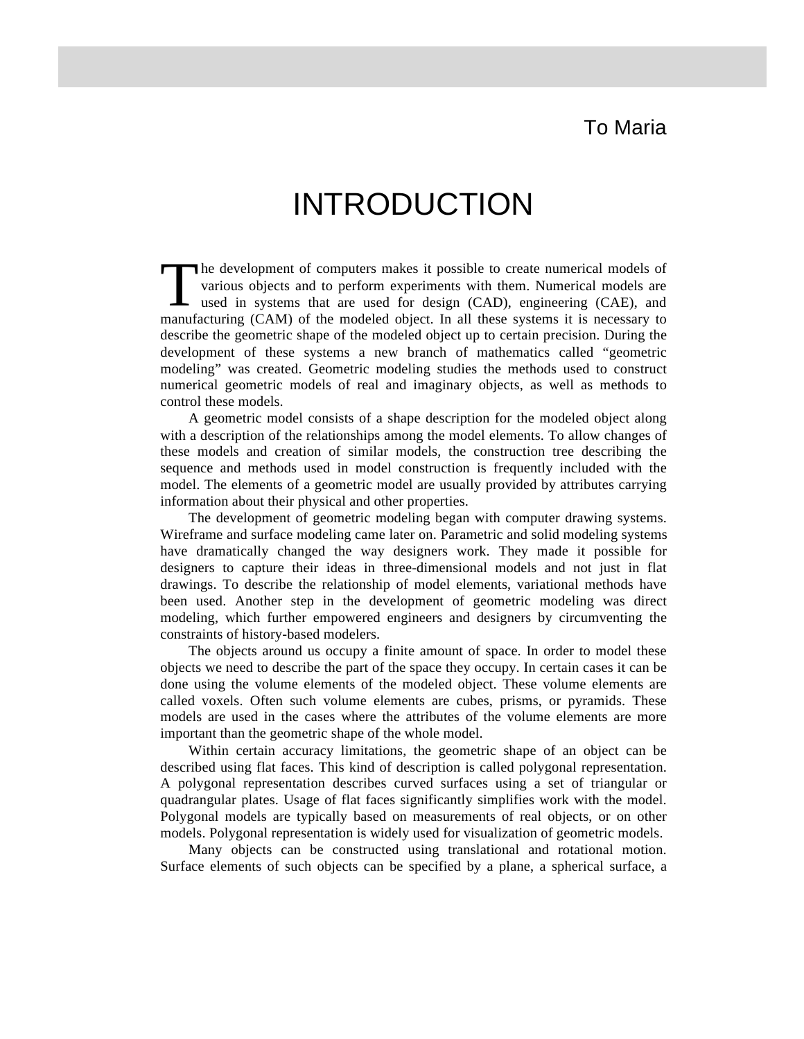To Maria

# INTRODUCTION

The development of computers makes it possible to create numerical models of various objects and to perform experiments with them. Numerical models are used in systems that are used for design (CAD), engineering (CAE), and manufacturing (CAM) of the modeled object. In all these systems it is necessary to describe the geometric shape of the modeled object up to certain precision. During the development of these systems a new branch of mathematics called "geometric modeling" was created. Geometric modeling studies the methods used to construct numerical geometric models of real and imaginary objects, as well as methods to control these models.

A geometric model consists of a shape description for the modeled object along with a description of the relationships among the model elements. To allow changes of these models and creation of similar models, the construction tree describing the sequence and methods used in model construction is frequently included with the model. The elements of a geometric model are usually provided by attributes carrying information about their physical and other properties.

The development of geometric modeling began with computer drawing systems. Wireframe and surface modeling came later on. Parametric and solid modeling systems have dramatically changed the way designers work. They made it possible for designers to capture their ideas in three-dimensional models and not just in flat drawings. To describe the relationship of model elements, variational methods have been used. Another step in the development of geometric modeling was direct modeling, which further empowered engineers and designers by circumventing the constraints of history-based modelers.

The objects around us occupy a finite amount of space. In order to model these objects we need to describe the part of the space they occupy. In certain cases it can be done using the volume elements of the modeled object. These volume elements are called voxels. Often such volume elements are cubes, prisms, or pyramids. These models are used in the cases where the attributes of the volume elements are more important than the geometric shape of the whole model.

Within certain accuracy limitations, the geometric shape of an object can be described using flat faces. This kind of description is called polygonal representation. A polygonal representation describes curved surfaces using a set of triangular or quadrangular plates. Usage of flat faces significantly simplifies work with the model. Polygonal models are typically based on measurements of real objects, or on other models. Polygonal representation is widely used for visualization of geometric models.

Many objects can be constructed using translational and rotational motion. Surface elements of such objects can be specified by a plane, a spherical surface, a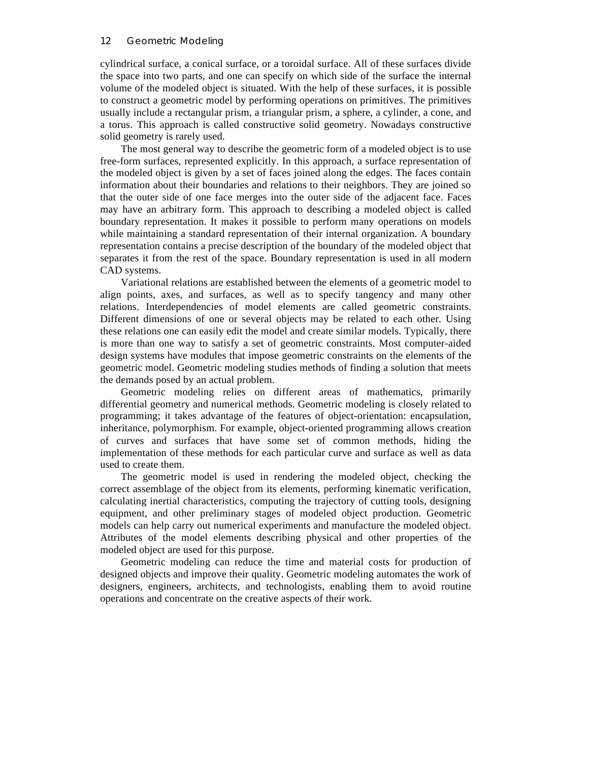cylindrical surface, a conical surface, or a toroidal surface. All of these surfaces divide the space into two parts, and one can specify on which side of the surface the internal volume of the modeled object is situated. With the help of these surfaces, it is possible to construct a geometric model by performing operations on primitives. The primitives usually include a rectangular prism, a triangular prism, a sphere, a cylinder, a cone, and a torus. This approach is called constructive solid geometry. Nowadays constructive solid geometry is rarely used.

The most general way to describe the geometric form of a modeled object is to use free-form surfaces, represented explicitly. In this approach, a surface representation of the modeled object is given by a set of faces joined along the edges. The faces contain information about their boundaries and relations to their neighbors. They are joined so that the outer side of one face merges into the outer side of the adjacent face. Faces may have an arbitrary form. This approach to describing a modeled object is called boundary representation. It makes it possible to perform many operations on models while maintaining a standard representation of their internal organization. A boundary representation contains a precise description of the boundary of the modeled object that separates it from the rest of the space. Boundary representation is used in all modern CAD systems.

Variational relations are established between the elements of a geometric model to align points, axes, and surfaces, as well as to specify tangency and many other relations. Interdependencies of model elements are called geometric constraints. Different dimensions of one or several objects may be related to each other. Using these relations one can easily edit the model and create similar models. Typically, there is more than one way to satisfy a set of geometric constraints. Most computer-aided design systems have modules that impose geometric constraints on the elements of the geometric model. Geometric modeling studies methods of finding a solution that meets the demands posed by an actual problem.

Geometric modeling relies on different areas of mathematics, primarily differential geometry and numerical methods. Geometric modeling is closely related to programming; it takes advantage of the features of object-orientation: encapsulation, inheritance, polymorphism. For example, object-oriented programming allows creation of curves and surfaces that have some set of common methods, hiding the implementation of these methods for each particular curve and surface as well as data used to create them.

The geometric model is used in rendering the modeled object, checking the correct assemblage of the object from its elements, performing kinematic verification, calculating inertial characteristics, computing the trajectory of cutting tools, designing equipment, and other preliminary stages of modeled object production. Geometric models can help carry out numerical experiments and manufacture the modeled object. Attributes of the model elements describing physical and other properties of the modeled object are used for this purpose.

Geometric modeling can reduce the time and material costs for production of designed objects and improve their quality. Geometric modeling automates the work of designers, engineers, architects, and technologists, enabling them to avoid routine operations and concentrate on the creative aspects of their work.